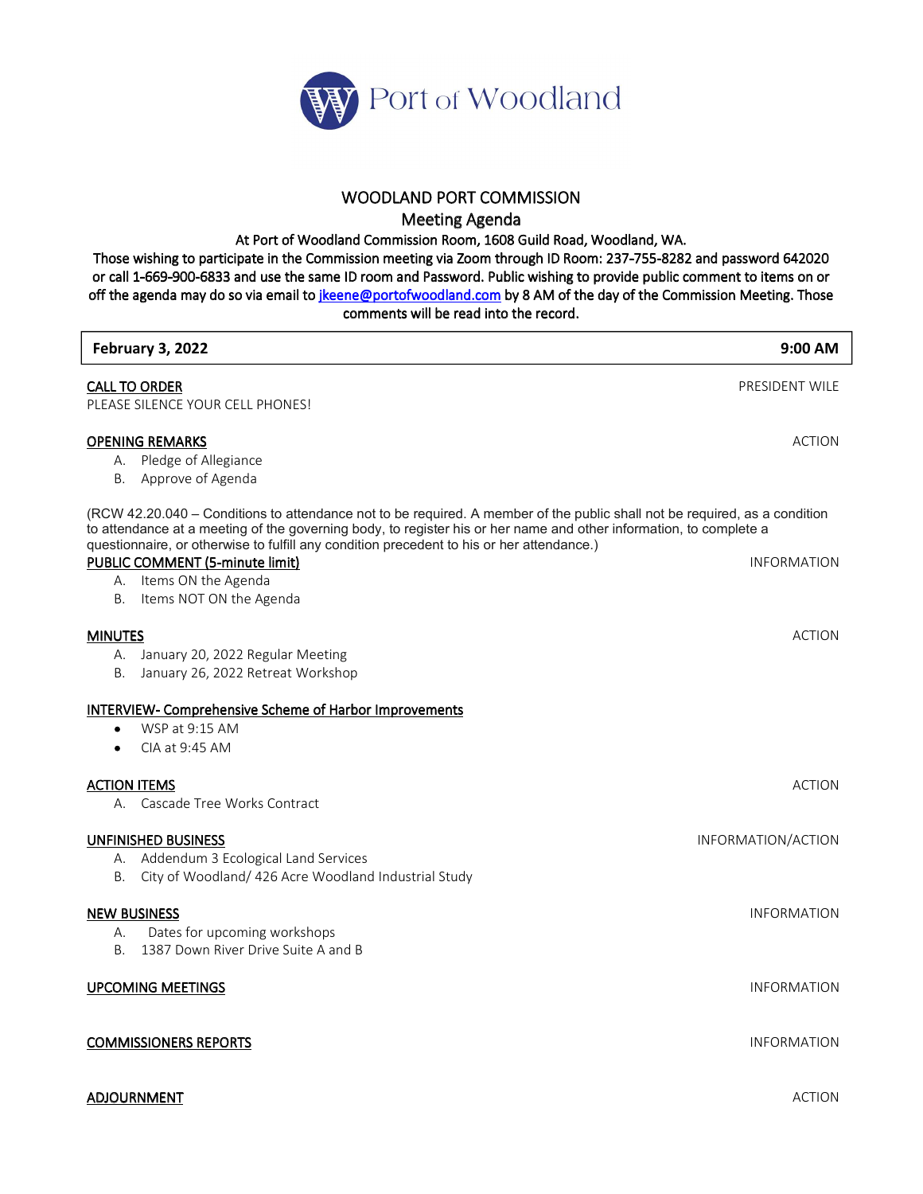Port of Woodland

# WOODLAND PORT COMMISSION

## Meeting Agenda

At Port of Woodland Commission Room, 1608 Guild Road, Woodland, WA.

Those wishing to participate in the Commission meeting via Zoom through ID Room: 237-755-8282 and password 642020 or call 1-669-900-6833 and use the same ID room and Password. Public wishing to provide public comment to items on or off the agenda may do so via email to jkeene@portofwoodland.com by 8 AM of the day of the Commission Meeting. Those comments will be read into the record.

| **February 3, 2022** | **9:00 AM** |
|---|---|

**CALL TO ORDER** — PRESIDENT WILE

PLEASE SILENCE YOUR CELL PHONES!

**OPENING REMARKS** — ACTION

- A. Pledge of Allegiance
- B. Approve of Agenda

(RCW 42.20.040 – Conditions to attendance not to be required. A member of the public shall not be required, as a condition to attendance at a meeting of the governing body, to register his or her name and other information, to complete a questionnaire, or otherwise to fulfill any condition precedent to his or her attendance.)

**PUBLIC COMMENT (5-minute limit)** — INFORMATION

- A. Items ON the Agenda
- B. Items NOT ON the Agenda

**MINUTES** — ACTION

- A. January 20, 2022 Regular Meeting
- B. January 26, 2022 Retreat Workshop

**INTERVIEW- Comprehensive Scheme of Harbor Improvements**

- WSP at 9:15 AM
- CIA at 9:45 AM

**ACTION ITEMS** — ACTION

- A. Cascade Tree Works Contract

**UNFINISHED BUSINESS** — INFORMATION/ACTION

- A. Addendum 3 Ecological Land Services
- B. City of Woodland/ 426 Acre Woodland Industrial Study

**NEW BUSINESS** — INFORMATION

- A. Dates for upcoming workshops
- B. 1387 Down River Drive Suite A and B

**UPCOMING MEETINGS** — INFORMATION

**COMMISSIONERS REPORTS** — INFORMATION

**ADJOURNMENT** — ACTION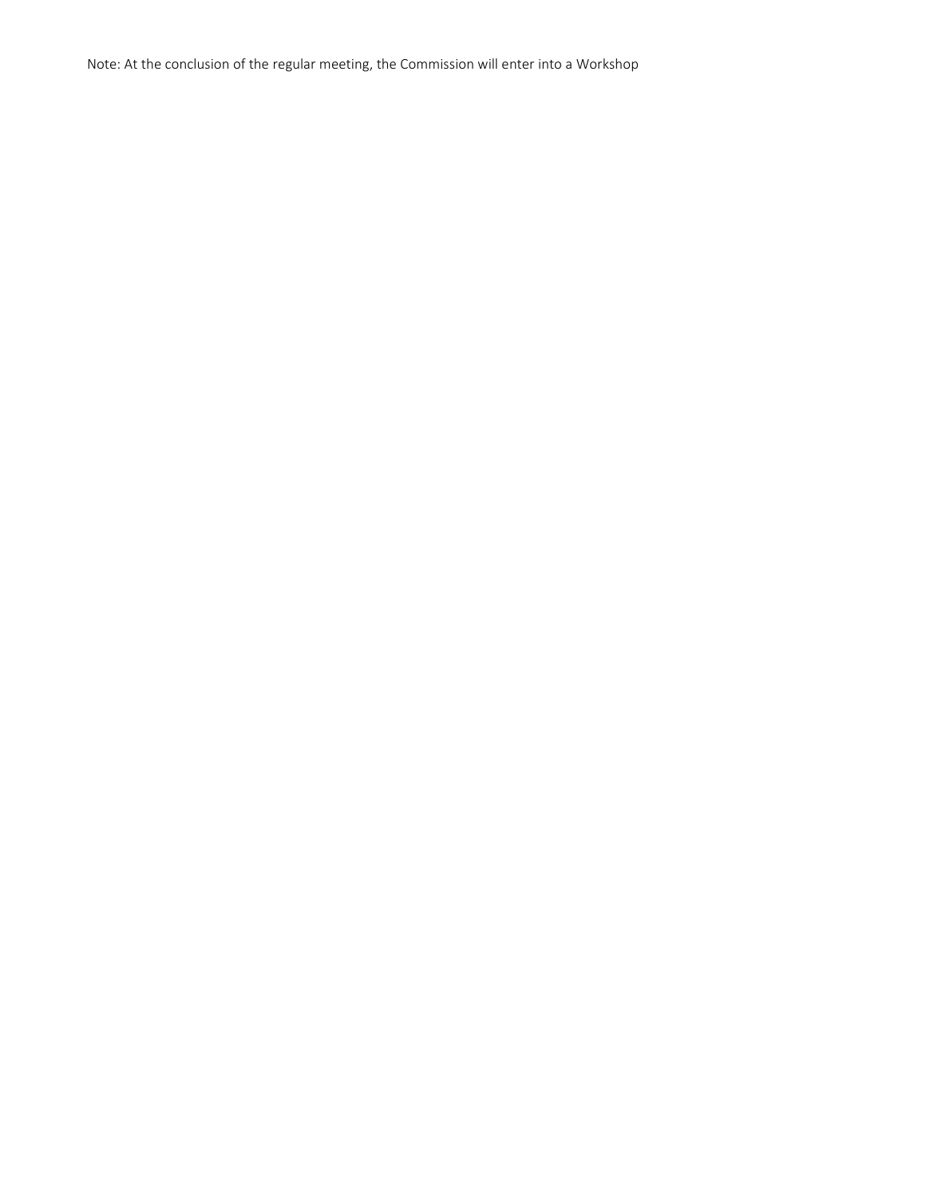Note: At the conclusion of the regular meeting, the Commission will enter into a Workshop